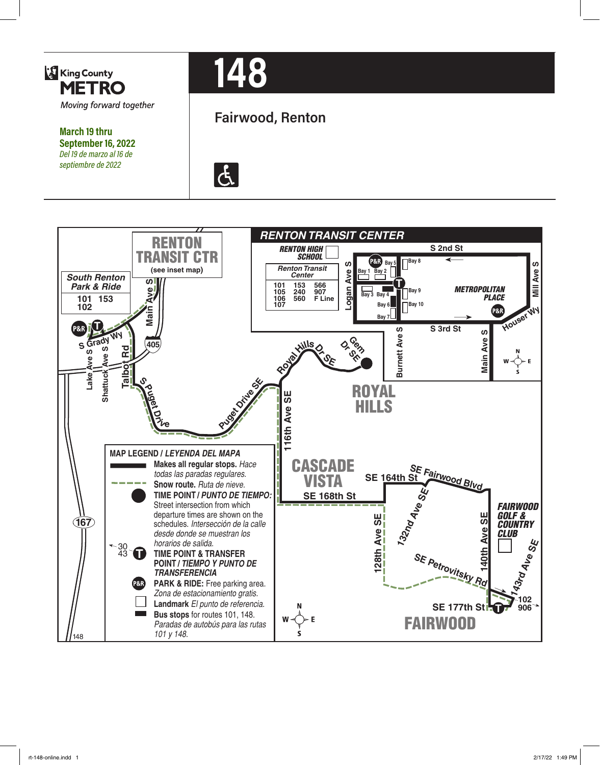# 148

King County METRO
*Moving forward together*

**March 19 thru September 16, 2022**
*Del 19 de marzo al 16 de septiembre de 2022*

## Fairwood, Renton

### RENTON TRANSIT CENTER

RENTON HIGH SCHOOL

| Renton Transit Center | | |
|---|---|---|
| 101 | 153 | 566 |
| 105 | 240 | 907 |
| 106 | 560 | F Line |
| 107 | | |

S 2nd St, S 3rd St, Logan Ave S, Burnett Ave S, Main Ave S, Mill Ave S, Houser Wy, METROPOLITAN PLACE

Bay 1, Bay 2, Bay 3, Bay 4, Bay 5, Bay 6, Bay 7, Bay 8, Bay 9, Bay 10

RENTON TRANSIT CTR (see inset map)

| South Renton Park & Ride | |
|---|---|
| 101 | 153 |
| 102 | |

S Grady Wy, Lake Ave S, Shattuck Ave S, Talbot Rd, Main Ave S, 405, S Puget Drive, Puget Drive SE, Royal Hills Dr SE, Gem Dr SE, 116th Ave SE, 167

ROYAL HILLS

CASCADE VISTA

SE 164th St, SE 168th St, SE Fairwood Blvd, 128th Ave SE, 132nd Ave SE, 140th Ave SE, 143rd Ave SE, SE Petrovitsky Rd, SE 177th St

FAIRWOOD GOLF & COUNTRY CLUB

FAIRWOOD

102, 906

### MAP LEGEND / *LEYENDA DEL MAPA*

- **Makes all regular stops.** *Hace todas las paradas regulares.*
- **Snow route.** *Ruta de nieve.*
- **TIME POINT / *PUNTO DE TIEMPO:*** Street intersection from which departure times are shown on the schedules. *Intersección de la calle desde donde se muestran los horarios de salida.*
- 30, 43 **TIME POINT & TRANSFER POINT / *TIEMPO Y PUNTO DE TRANSFERENCIA***
- **PARK & RIDE:** Free parking area. *Zona de estacionamiento gratis.*
- **Landmark** *El punto de referencia.*
- **Bus stops** for routes 101, 148. *Paradas de autobús para las rutas 101 y 148.*

148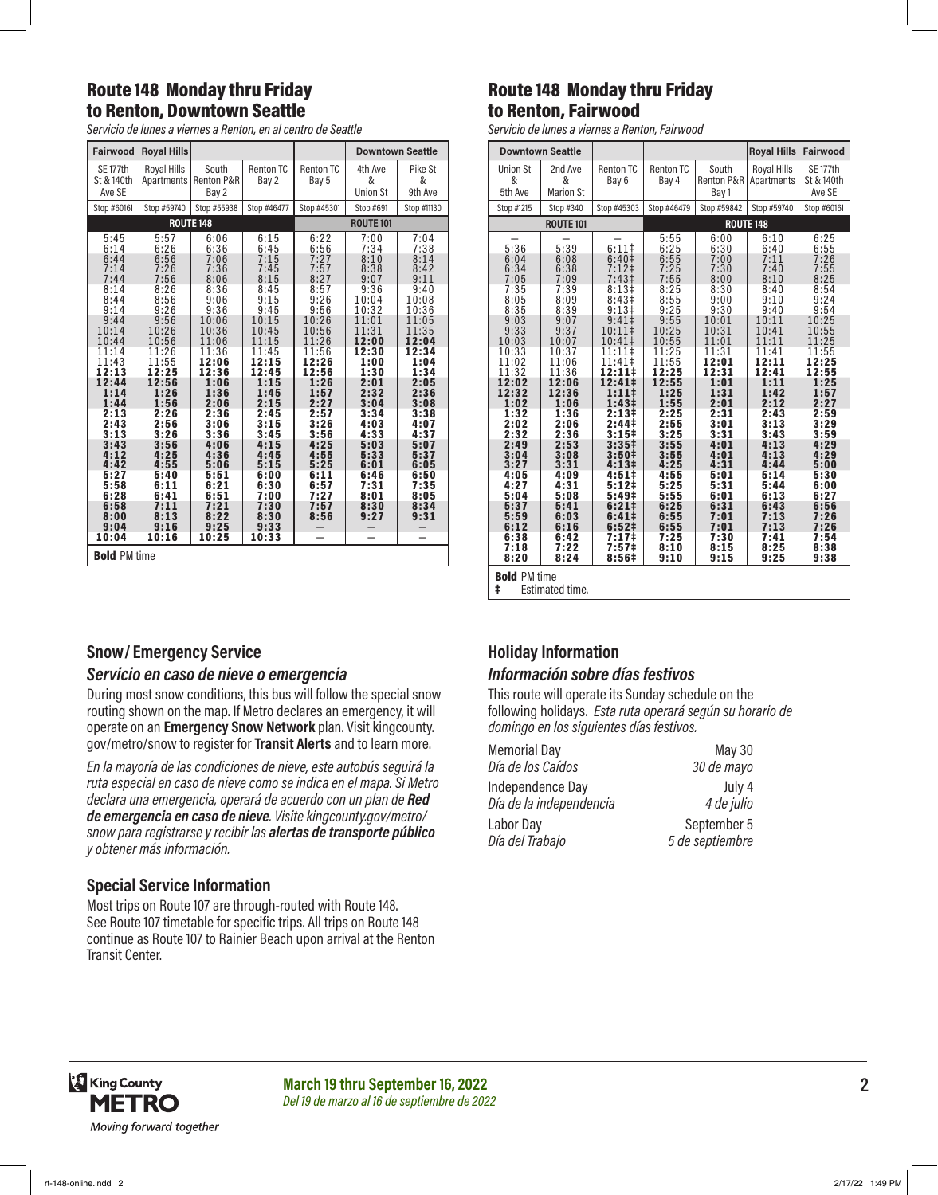## Route 148 Monday thru Friday to Renton, Downtown Seattle

*Servicio de lunes a viernes a Renton, en al centro de Seattle*

| Fairwood | Royal Hills | | | | Downtown Seattle | |
|---|---|---|---|---|---|---|
| SE 177th St & 140th Ave SE | Royal Hills Apartments | South Renton P&R Bay 2 | Renton TC Bay 2 | Renton TC Bay 5 | 4th Ave & Union St | Pike St & 9th Ave |
| Stop #60161 | Stop #59740 | Stop #55938 | Stop #46477 | Stop #45301 | Stop #691 | Stop #11130 |
| ROUTE 148 | | | | ROUTE 101 | | |
| 5:45 | 5:57 | 6:06 | 6:15 | 6:22 | 7:00 | 7:04 |
| 6:14 | 6:26 | 6:36 | 6:45 | 6:56 | 7:34 | 7:38 |
| 6:44 | 6:56 | 7:06 | 7:15 | 7:27 | 8:10 | 8:14 |
| 7:14 | 7:26 | 7:36 | 7:45 | 7:57 | 8:38 | 8:42 |
| 7:44 | 7:56 | 8:06 | 8:15 | 8:27 | 9:07 | 9:11 |
| 8:14 | 8:26 | 8:36 | 8:45 | 8:57 | 9:36 | 9:40 |
| 8:44 | 8:56 | 9:06 | 9:15 | 9:26 | 10:04 | 10:08 |
| 9:14 | 9:26 | 9:36 | 9:45 | 9:56 | 10:32 | 10:36 |
| 9:44 | 9:56 | 10:06 | 10:15 | 10:26 | 11:01 | 11:05 |
| 10:14 | 10:26 | 10:36 | 10:45 | 10:56 | 11:31 | 11:35 |
| 10:44 | 10:56 | 11:06 | 11:15 | 11:26 | **12:00** | **12:04** |
| 11:14 | 11:26 | 11:36 | 11:45 | 11:56 | **12:30** | **12:34** |
| 11:43 | 11:55 | **12:06** | **12:15** | **12:26** | **1:00** | **1:04** |
| **12:13** | **12:25** | **12:36** | **12:45** | **12:56** | **1:30** | **1:34** |
| **12:44** | **12:56** | **1:06** | **1:15** | **1:26** | **2:01** | **2:05** |
| **1:14** | **1:26** | **1:36** | **1:45** | **1:57** | **2:32** | **2:36** |
| **1:44** | **1:56** | **2:06** | **2:15** | **2:27** | **3:04** | **3:08** |
| **2:13** | **2:26** | **2:36** | **2:45** | **2:57** | **3:34** | **3:38** |
| **2:43** | **2:56** | **3:06** | **3:15** | **3:26** | **4:03** | **4:07** |
| **3:13** | **3:26** | **3:36** | **3:45** | **3:56** | **4:33** | **4:37** |
| **3:43** | **3:56** | **4:06** | **4:15** | **4:25** | **5:03** | **5:07** |
| **4:12** | **4:25** | **4:36** | **4:45** | **4:55** | **5:33** | **5:37** |
| **4:42** | **4:55** | **5:06** | **5:15** | **5:25** | **6:01** | **6:05** |
| **5:27** | **5:40** | **5:51** | **6:00** | **6:11** | **6:46** | **6:50** |
| **5:58** | **6:11** | **6:21** | **6:30** | **6:57** | **7:31** | **7:35** |
| **6:28** | **6:41** | **6:51** | **7:00** | **7:27** | **8:01** | **8:05** |
| **6:58** | **7:11** | **7:21** | **7:30** | **7:57** | **8:30** | **8:34** |
| **8:00** | **8:13** | **8:22** | **8:30** | **8:56** | **9:27** | **9:31** |
| **9:04** | **9:16** | **9:25** | **9:33** | — | — | — |
| **10:04** | **10:16** | **10:25** | **10:33** | — | — | — |

**Bold** PM time

## Route 148 Monday thru Friday to Renton, Fairwood

*Servicio de lunes a viernes a Renton, Fairwood*

| Downtown Seattle | | | | | Royal Hills | Fairwood |
|---|---|---|---|---|---|---|
| Union St & 5th Ave | 2nd Ave & Marion St | Renton TC Bay 6 | Renton TC Bay 4 | South Renton P&R Bay 1 | Royal Hills Apartments | SE 177th St & 140th Ave SE |
| Stop #1215 | Stop #340 | Stop #45303 | Stop #46479 | Stop #59842 | Stop #59740 | Stop #60161 |
| ROUTE 101 | | | ROUTE 148 | | | |
| — | — | — | 5:55 | 6:00 | 6:10 | 6:25 |
| 5:36 | 5:39 | 6:11‡ | 6:25 | 6:30 | 6:40 | 6:55 |
| 6:04 | 6:08 | 6:40‡ | 6:55 | 7:00 | 7:11 | 7:26 |
| 6:34 | 6:38 | 7:12‡ | 7:25 | 7:30 | 7:40 | 7:55 |
| 7:05 | 7:09 | 7:43‡ | 7:55 | 8:00 | 8:10 | 8:25 |
| 7:35 | 7:39 | 8:13‡ | 8:25 | 8:30 | 8:40 | 8:54 |
| 8:05 | 8:09 | 8:43‡ | 8:55 | 9:00 | 9:10 | 9:24 |
| 8:35 | 8:39 | 9:13‡ | 9:25 | 9:30 | 9:40 | 9:54 |
| 9:03 | 9:07 | 9:41‡ | 9:55 | 10:01 | 10:11 | 10:25 |
| 9:33 | 9:37 | 10:11‡ | 10:25 | 10:31 | 10:41 | 10:55 |
| 10:03 | 10:07 | 10:41‡ | 10:55 | 11:01 | 11:11 | 11:25 |
| 10:33 | 10:37 | 11:11‡ | 11:25 | 11:31 | 11:41 | 11:55 |
| 11:02 | 11:06 | 11:41‡ | 11:55 | **12:01** | **12:11** | **12:25** |
| 11:32 | 11:36 | **12:11‡** | **12:25** | **12:31** | **12:41** | **12:55** |
| **12:02** | **12:06** | **12:41‡** | **12:55** | **1:01** | **1:11** | **1:25** |
| **12:32** | **12:36** | **1:11‡** | **1:25** | **1:31** | **1:42** | **1:57** |
| **1:02** | **1:06** | **1:43‡** | **1:55** | **2:01** | **2:12** | **2:27** |
| **1:32** | **1:36** | **2:13‡** | **2:25** | **2:31** | **2:43** | **2:59** |
| **2:02** | **2:06** | **2:44‡** | **2:55** | **3:01** | **3:13** | **3:29** |
| **2:32** | **2:36** | **3:15‡** | **3:25** | **3:31** | **3:43** | **3:59** |
| **2:49** | **2:53** | **3:35‡** | **3:55** | **4:01** | **4:13** | **4:29** |
| **3:04** | **3:08** | **3:50‡** | **3:55** | **4:01** | **4:13** | **4:29** |
| **3:27** | **3:31** | **4:13‡** | **4:25** | **4:31** | **4:44** | **5:00** |
| **4:05** | **4:09** | **4:51‡** | **4:55** | **5:01** | **5:14** | **5:30** |
| **4:27** | **4:31** | **5:12‡** | **5:25** | **5:31** | **5:44** | **6:00** |
| **5:04** | **5:08** | **5:49‡** | **5:55** | **6:01** | **6:13** | **6:27** |
| **5:37** | **5:41** | **6:21‡** | **6:25** | **6:31** | **6:43** | **6:56** |
| **5:59** | **6:03** | **6:41‡** | **6:55** | **7:01** | **7:13** | **7:26** |
| **6:12** | **6:16** | **6:52‡** | **6:55** | **7:01** | **7:13** | **7:26** |
| **6:38** | **6:42** | **7:17‡** | **7:25** | **7:30** | **7:41** | **7:54** |
| **7:18** | **7:22** | **7:57‡** | **8:10** | **8:15** | **8:25** | **8:38** |
| **8:20** | **8:24** | **8:56‡** | **9:10** | **9:15** | **9:25** | **9:38** |

**Bold** PM time
‡ Estimated time.

### Snow/Emergency Service

### *Servicio en caso de nieve o emergencia*

During most snow conditions, this bus will follow the special snow routing shown on the map. If Metro declares an emergency, it will operate on an **Emergency Snow Network** plan. Visit kingcounty.gov/metro/snow to register for **Transit Alerts** and to learn more.

*En la mayoría de las condiciones de nieve, este autobús seguirá la ruta especial en caso de nieve como se indica en el mapa. Si Metro declara una emergencia, operará de acuerdo con un plan de* ***Red de emergencia en caso de nieve****. Visite kingcounty.gov/metro/snow para registrarse y recibir las* ***alertas de transporte público*** *y obtener más información.*

### Special Service Information

Most trips on Route 107 are through-routed with Route 148. See Route 107 timetable for specific trips. All trips on Route 148 continue as Route 107 to Rainier Beach upon arrival at the Renton Transit Center.

### Holiday Information

### *Información sobre días festivos*

This route will operate its Sunday schedule on the following holidays. *Esta ruta operará según su horario de domingo en los siguientes días festivos.*

| | |
|---|---|
| Memorial Day *Día de los Caídos* | May 30 *30 de mayo* |
| Independence Day *Día de la independencia* | July 4 *4 de julio* |
| Labor Day *Día del Trabajo* | September 5 *5 de septiembre* |

King County METRO *Moving forward together*

**March 19 thru September 16, 2022**
*Del 19 de marzo al 16 de septiembre de 2022*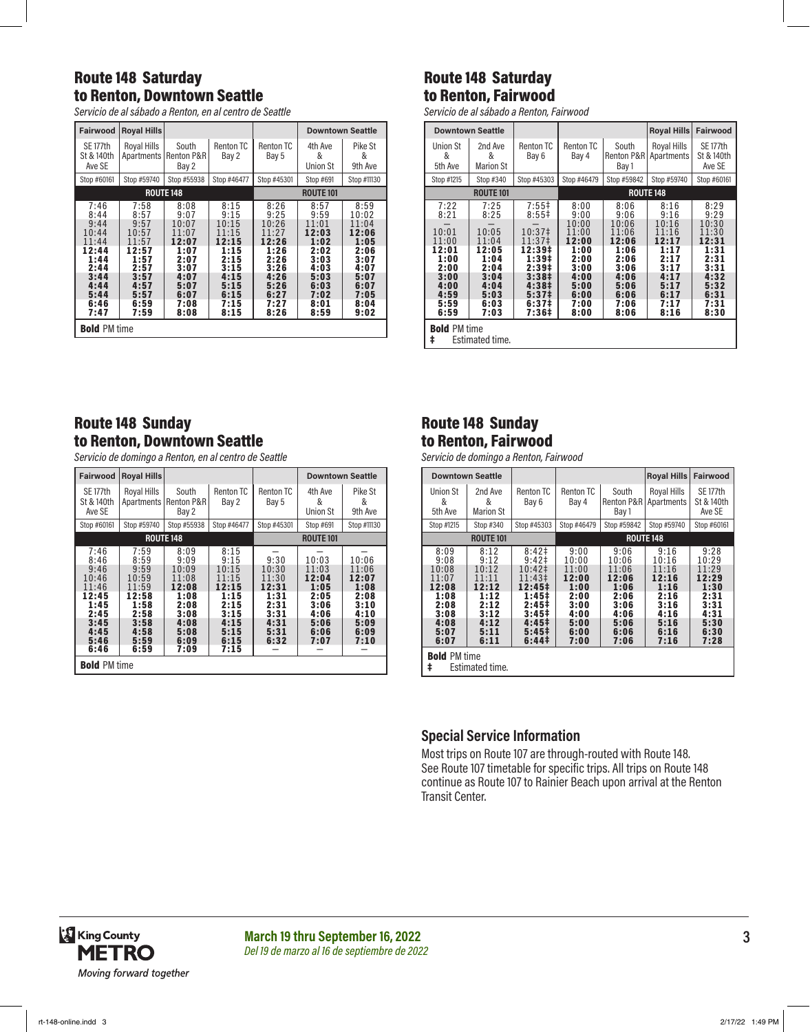## Route 148 Saturday to Renton, Downtown Seattle

*Servicio de al sábado a Renton, en al centro de Seattle*

| Fairwood | Royal Hills | | | | Downtown Seattle | |
|---|---|---|---|---|---|---|
| SE 177th St & 140th Ave SE | Royal Hills Apartments | South Renton P&R Bay 2 | Renton TC Bay 2 | Renton TC Bay 5 | 4th Ave & Union St | Pike St & 9th Ave |
| Stop #60161 | Stop #59740 | Stop #55938 | Stop #46477 | Stop #45301 | Stop #691 | Stop #11130 |
| ROUTE 148 | | | | ROUTE 101 | | |
| 7:46 | 7:58 | 8:08 | 8:15 | 8:26 | 8:57 | 8:59 |
| 8:44 | 8:57 | 9:07 | 9:15 | 9:25 | 9:59 | 10:02 |
| 9:44 | 9:57 | 10:07 | 10:15 | 10:26 | 11:01 | 11:04 |
| 10:44 | 10:57 | 11:07 | 11:15 | 11:27 | **12:03** | **12:06** |
| 11:44 | 11:57 | **12:07** | **12:15** | **12:26** | **1:02** | **1:05** |
| **12:44** | **12:57** | **1:07** | **1:15** | **1:26** | **2:02** | **2:06** |
| **1:44** | **1:57** | **2:07** | **2:15** | **2:26** | **3:03** | **3:07** |
| **2:44** | **2:57** | **3:07** | **3:15** | **3:26** | **4:03** | **4:07** |
| **3:44** | **3:57** | **4:07** | **4:15** | **4:26** | **5:03** | **5:07** |
| **4:44** | **4:57** | **5:07** | **5:15** | **5:26** | **6:03** | **6:07** |
| **5:44** | **5:57** | **6:07** | **6:15** | **6:27** | **7:02** | **7:05** |
| **6:46** | **6:59** | **7:08** | **7:15** | **7:27** | **8:01** | **8:04** |
| **7:47** | **7:59** | **8:08** | **8:15** | **8:26** | **8:59** | **9:02** |

**Bold** PM time

## Route 148 Saturday to Renton, Fairwood

*Servicio de al sábado a Renton, Fairwood*

| Downtown Seattle | | | | | Royal Hills | Fairwood |
|---|---|---|---|---|---|---|
| Union St & 5th Ave | 2nd Ave & Marion St | Renton TC Bay 6 | Renton TC Bay 4 | South Renton P&R Bay 1 | Royal Hills Apartments | SE 177th St & 140th Ave SE |
| Stop #1215 | Stop #340 | Stop #45303 | Stop #46479 | Stop #59842 | Stop #59740 | Stop #60161 |
| ROUTE 101 | | | ROUTE 148 | | | |
| 7:22 | 7:25 | 7:55‡ | 8:00 | 8:06 | 8:16 | 8:29 |
| 8:21 | 8:25 | 8:55‡ | 9:00 | 9:06 | 9:16 | 9:29 |
| — | — | — | 10:00 | 10:06 | 10:16 | 10:30 |
| 10:01 | 10:05 | 10:37‡ | 11:00 | 11:06 | 11:16 | 11:30 |
| 11:00 | 11:04 | 11:37‡ | **12:00** | **12:06** | **12:17** | **12:31** |
| **12:01** | **12:05** | **12:39‡** | **1:00** | **1:06** | **1:17** | **1:31** |
| **1:00** | **1:04** | **1:39‡** | **2:00** | **2:06** | **2:17** | **2:31** |
| **2:00** | **2:04** | **2:39‡** | **3:00** | **3:06** | **3:17** | **3:31** |
| **3:00** | **3:04** | **3:38‡** | **4:00** | **4:06** | **4:17** | **4:32** |
| **4:00** | **4:04** | **4:38‡** | **5:00** | **5:06** | **5:17** | **5:32** |
| **4:59** | **5:03** | **5:37‡** | **6:00** | **6:06** | **6:17** | **6:31** |
| **5:59** | **6:03** | **6:37‡** | **7:00** | **7:06** | **7:17** | **7:31** |
| **6:59** | **7:03** | **7:36‡** | **8:00** | **8:06** | **8:16** | **8:30** |

**Bold** PM time
‡ Estimated time.

## Route 148 Sunday to Renton, Downtown Seattle

*Servicio de domingo a Renton, en al centro de Seattle*

| Fairwood | Royal Hills | | | | Downtown Seattle | |
|---|---|---|---|---|---|---|
| SE 177th St & 140th Ave SE | Royal Hills Apartments | South Renton P&R Bay 2 | Renton TC Bay 2 | Renton TC Bay 5 | 4th Ave & Union St | Pike St & 9th Ave |
| Stop #60161 | Stop #59740 | Stop #55938 | Stop #46477 | Stop #45301 | Stop #691 | Stop #11130 |
| ROUTE 148 | | | | ROUTE 101 | | |
| 7:46 | 7:59 | 8:09 | 8:15 | — | — | — |
| 8:46 | 8:59 | 9:09 | 9:15 | 9:30 | 10:03 | 10:06 |
| 9:46 | 9:59 | 10:09 | 10:15 | 10:30 | 11:03 | 11:06 |
| 10:46 | 10:59 | 11:08 | 11:15 | 11:30 | **12:04** | **12:07** |
| 11:46 | 11:59 | **12:08** | **12:15** | **12:31** | **1:05** | **1:08** |
| **12:45** | **12:58** | **1:08** | **1:15** | **1:31** | **2:05** | **2:08** |
| **1:45** | **1:58** | **2:08** | **2:15** | **2:31** | **3:06** | **3:10** |
| **2:45** | **2:58** | **3:08** | **3:15** | **3:31** | **4:06** | **4:10** |
| **3:45** | **3:58** | **4:08** | **4:15** | **4:31** | **5:06** | **5:09** |
| **4:45** | **4:58** | **5:08** | **5:15** | **5:31** | **6:06** | **6:09** |
| **5:46** | **5:59** | **6:09** | **6:15** | **6:32** | **7:07** | **7:10** |
| **6:46** | **6:59** | **7:09** | **7:15** | — | — | — |

**Bold** PM time

## Route 148 Sunday to Renton, Fairwood

*Servicio de domingo a Renton, Fairwood*

| Downtown Seattle | | | | | Royal Hills | Fairwood |
|---|---|---|---|---|---|---|
| Union St & 5th Ave | 2nd Ave & Marion St | Renton TC Bay 6 | Renton TC Bay 4 | South Renton P&R Bay 1 | Royal Hills Apartments | SE 177th St & 140th Ave SE |
| Stop #1215 | Stop #340 | Stop #45303 | Stop #46479 | Stop #59842 | Stop #59740 | Stop #60161 |
| ROUTE 101 | | | ROUTE 148 | | | |
| 8:09 | 8:12 | 8:42‡ | 9:00 | 9:06 | 9:16 | 9:28 |
| 9:08 | 9:12 | 9:42‡ | 10:00 | 10:06 | 10:16 | 10:29 |
| 10:08 | 10:12 | 10:42‡ | 11:00 | 11:06 | 11:16 | 11:29 |
| 11:07 | 11:11 | 11:43‡ | **12:00** | **12:06** | **12:16** | **12:29** |
| **12:08** | **12:12** | **12:45‡** | **1:00** | **1:06** | **1:16** | **1:30** |
| **1:08** | **1:12** | **1:45‡** | **2:00** | **2:06** | **2:16** | **2:31** |
| **2:08** | **2:12** | **2:45‡** | **3:00** | **3:06** | **3:16** | **3:31** |
| **3:08** | **3:12** | **3:45‡** | **4:00** | **4:06** | **4:16** | **4:31** |
| **4:08** | **4:12** | **4:45‡** | **5:00** | **5:06** | **5:16** | **5:30** |
| **5:07** | **5:11** | **5:45‡** | **6:00** | **6:06** | **6:16** | **6:30** |
| **6:07** | **6:11** | **6:44‡** | **7:00** | **7:06** | **7:16** | **7:28** |

**Bold** PM time
‡ Estimated time.

## Special Service Information

Most trips on Route 107 are through-routed with Route 148. See Route 107 timetable for specific trips. All trips on Route 148 continue as Route 107 to Rainier Beach upon arrival at the Renton Transit Center.

King County METRO
*Moving forward together*

**March 19 thru September 16, 2022**
*Del 19 de marzo al 16 de septiembre de 2022*